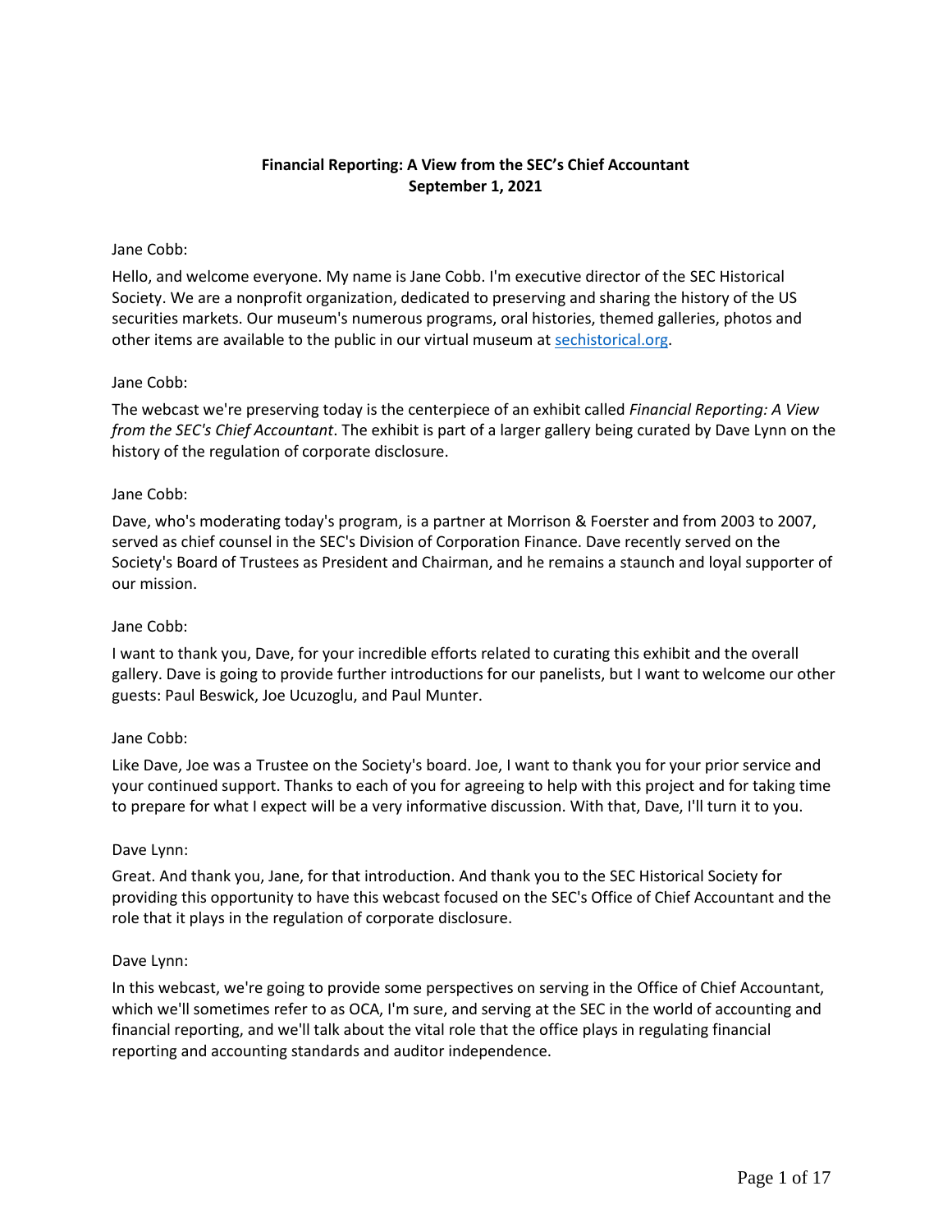**Financial Reporting: A View from the SEC's Chief Accountant**
**September 1, 2021**

Jane Cobb:

Hello, and welcome everyone. My name is Jane Cobb. I'm executive director of the SEC Historical Society. We are a nonprofit organization, dedicated to preserving and sharing the history of the US securities markets. Our museum's numerous programs, oral histories, themed galleries, photos and other items are available to the public in our virtual museum at [sechistorical.org](sechistorical.org).

Jane Cobb:

The webcast we're preserving today is the centerpiece of an exhibit called *Financial Reporting: A View from the SEC's Chief Accountant*. The exhibit is part of a larger gallery being curated by Dave Lynn on the history of the regulation of corporate disclosure.

Jane Cobb:

Dave, who's moderating today's program, is a partner at Morrison & Foerster and from 2003 to 2007, served as chief counsel in the SEC's Division of Corporation Finance. Dave recently served on the Society's Board of Trustees as President and Chairman, and he remains a staunch and loyal supporter of our mission.

Jane Cobb:

I want to thank you, Dave, for your incredible efforts related to curating this exhibit and the overall gallery. Dave is going to provide further introductions for our panelists, but I want to welcome our other guests: Paul Beswick, Joe Ucuzoglu, and Paul Munter.

Jane Cobb:

Like Dave, Joe was a Trustee on the Society's board. Joe, I want to thank you for your prior service and your continued support. Thanks to each of you for agreeing to help with this project and for taking time to prepare for what I expect will be a very informative discussion. With that, Dave, I'll turn it to you.

Dave Lynn:

Great. And thank you, Jane, for that introduction. And thank you to the SEC Historical Society for providing this opportunity to have this webcast focused on the SEC's Office of Chief Accountant and the role that it plays in the regulation of corporate disclosure.

Dave Lynn:

In this webcast, we're going to provide some perspectives on serving in the Office of Chief Accountant, which we'll sometimes refer to as OCA, I'm sure, and serving at the SEC in the world of accounting and financial reporting, and we'll talk about the vital role that the office plays in regulating financial reporting and accounting standards and auditor independence.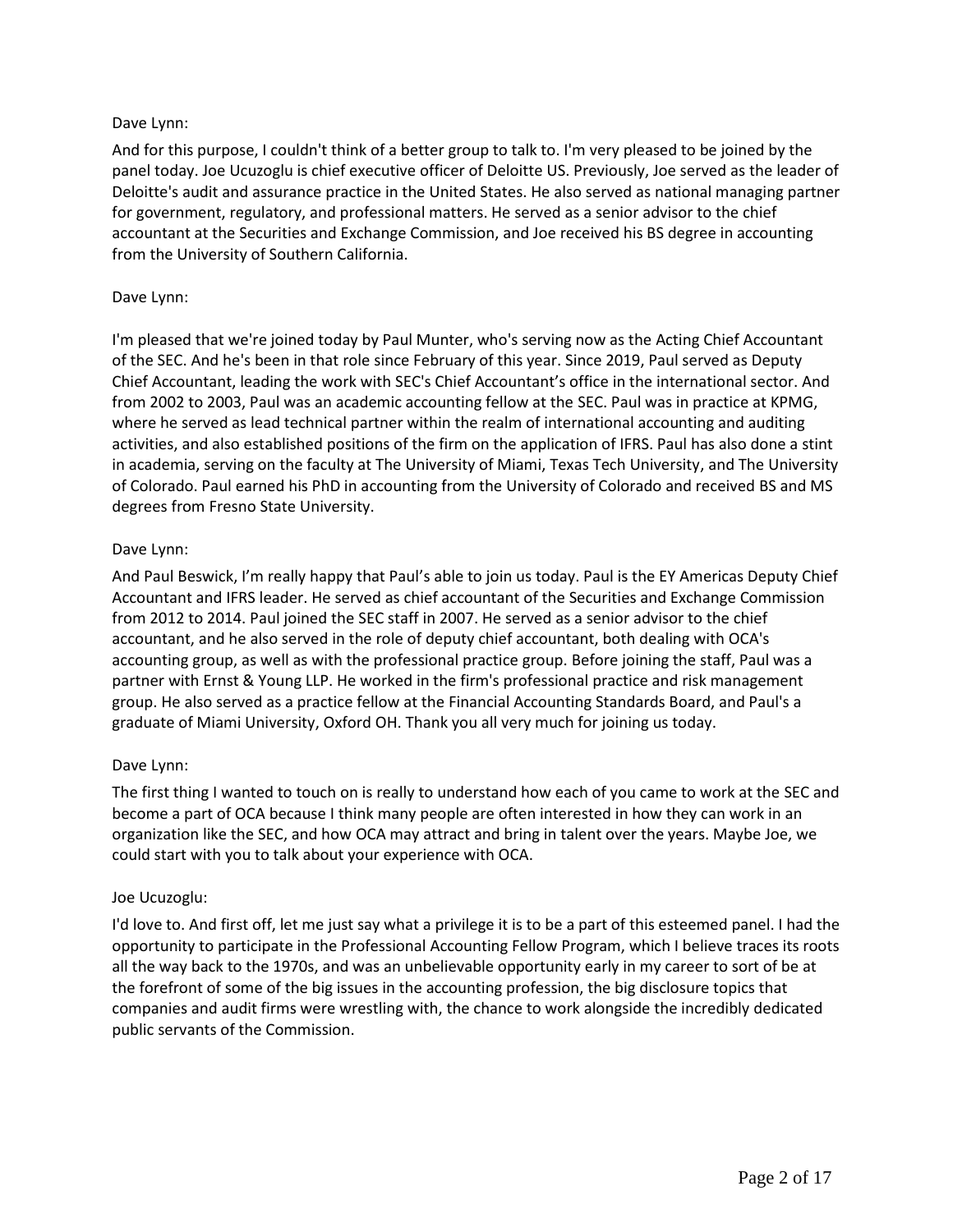Dave Lynn:

And for this purpose, I couldn't think of a better group to talk to. I'm very pleased to be joined by the panel today. Joe Ucuzoglu is chief executive officer of Deloitte US. Previously, Joe served as the leader of Deloitte's audit and assurance practice in the United States. He also served as national managing partner for government, regulatory, and professional matters. He served as a senior advisor to the chief accountant at the Securities and Exchange Commission, and Joe received his BS degree in accounting from the University of Southern California.

Dave Lynn:

I'm pleased that we're joined today by Paul Munter, who's serving now as the Acting Chief Accountant of the SEC. And he's been in that role since February of this year. Since 2019, Paul served as Deputy Chief Accountant, leading the work with SEC's Chief Accountant's office in the international sector. And from 2002 to 2003, Paul was an academic accounting fellow at the SEC. Paul was in practice at KPMG, where he served as lead technical partner within the realm of international accounting and auditing activities, and also established positions of the firm on the application of IFRS. Paul has also done a stint in academia, serving on the faculty at The University of Miami, Texas Tech University, and The University of Colorado. Paul earned his PhD in accounting from the University of Colorado and received BS and MS degrees from Fresno State University.

Dave Lynn:

And Paul Beswick, I'm really happy that Paul's able to join us today. Paul is the EY Americas Deputy Chief Accountant and IFRS leader. He served as chief accountant of the Securities and Exchange Commission from 2012 to 2014. Paul joined the SEC staff in 2007. He served as a senior advisor to the chief accountant, and he also served in the role of deputy chief accountant, both dealing with OCA's accounting group, as well as with the professional practice group. Before joining the staff, Paul was a partner with Ernst & Young LLP. He worked in the firm's professional practice and risk management group. He also served as a practice fellow at the Financial Accounting Standards Board, and Paul's a graduate of Miami University, Oxford OH. Thank you all very much for joining us today.

Dave Lynn:

The first thing I wanted to touch on is really to understand how each of you came to work at the SEC and become a part of OCA because I think many people are often interested in how they can work in an organization like the SEC, and how OCA may attract and bring in talent over the years. Maybe Joe, we could start with you to talk about your experience with OCA.

Joe Ucuzoglu:

I'd love to. And first off, let me just say what a privilege it is to be a part of this esteemed panel. I had the opportunity to participate in the Professional Accounting Fellow Program, which I believe traces its roots all the way back to the 1970s, and was an unbelievable opportunity early in my career to sort of be at the forefront of some of the big issues in the accounting profession, the big disclosure topics that companies and audit firms were wrestling with, the chance to work alongside the incredibly dedicated public servants of the Commission.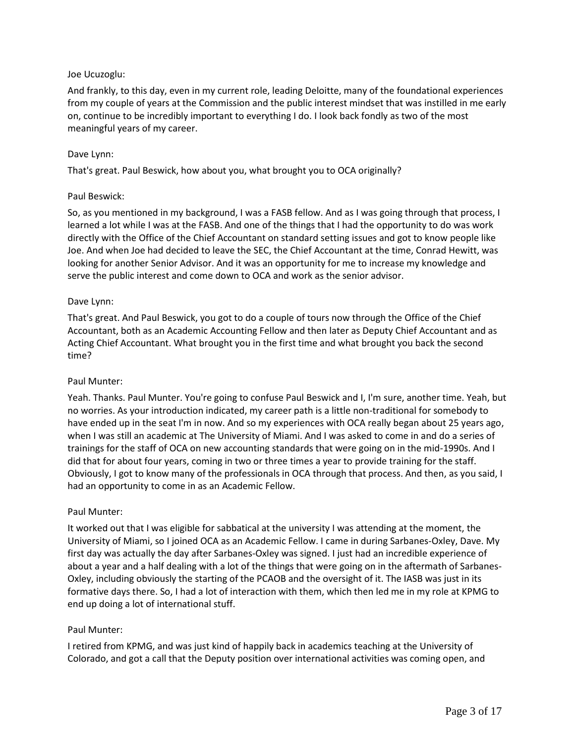Joe Ucuzoglu:

And frankly, to this day, even in my current role, leading Deloitte, many of the foundational experiences from my couple of years at the Commission and the public interest mindset that was instilled in me early on, continue to be incredibly important to everything I do. I look back fondly as two of the most meaningful years of my career.

Dave Lynn:

That's great. Paul Beswick, how about you, what brought you to OCA originally?

Paul Beswick:

So, as you mentioned in my background, I was a FASB fellow. And as I was going through that process, I learned a lot while I was at the FASB. And one of the things that I had the opportunity to do was work directly with the Office of the Chief Accountant on standard setting issues and got to know people like Joe. And when Joe had decided to leave the SEC, the Chief Accountant at the time, Conrad Hewitt, was looking for another Senior Advisor. And it was an opportunity for me to increase my knowledge and serve the public interest and come down to OCA and work as the senior advisor.

Dave Lynn:

That's great. And Paul Beswick, you got to do a couple of tours now through the Office of the Chief Accountant, both as an Academic Accounting Fellow and then later as Deputy Chief Accountant and as Acting Chief Accountant. What brought you in the first time and what brought you back the second time?

Paul Munter:

Yeah. Thanks. Paul Munter. You're going to confuse Paul Beswick and I, I'm sure, another time. Yeah, but no worries. As your introduction indicated, my career path is a little non-traditional for somebody to have ended up in the seat I'm in now. And so my experiences with OCA really began about 25 years ago, when I was still an academic at The University of Miami. And I was asked to come in and do a series of trainings for the staff of OCA on new accounting standards that were going on in the mid-1990s. And I did that for about four years, coming in two or three times a year to provide training for the staff. Obviously, I got to know many of the professionals in OCA through that process. And then, as you said, I had an opportunity to come in as an Academic Fellow.

Paul Munter:

It worked out that I was eligible for sabbatical at the university I was attending at the moment, the University of Miami, so I joined OCA as an Academic Fellow. I came in during Sarbanes-Oxley, Dave. My first day was actually the day after Sarbanes-Oxley was signed. I just had an incredible experience of about a year and a half dealing with a lot of the things that were going on in the aftermath of Sarbanes-Oxley, including obviously the starting of the PCAOB and the oversight of it. The IASB was just in its formative days there. So, I had a lot of interaction with them, which then led me in my role at KPMG to end up doing a lot of international stuff.

Paul Munter:

I retired from KPMG, and was just kind of happily back in academics teaching at the University of Colorado, and got a call that the Deputy position over international activities was coming open, and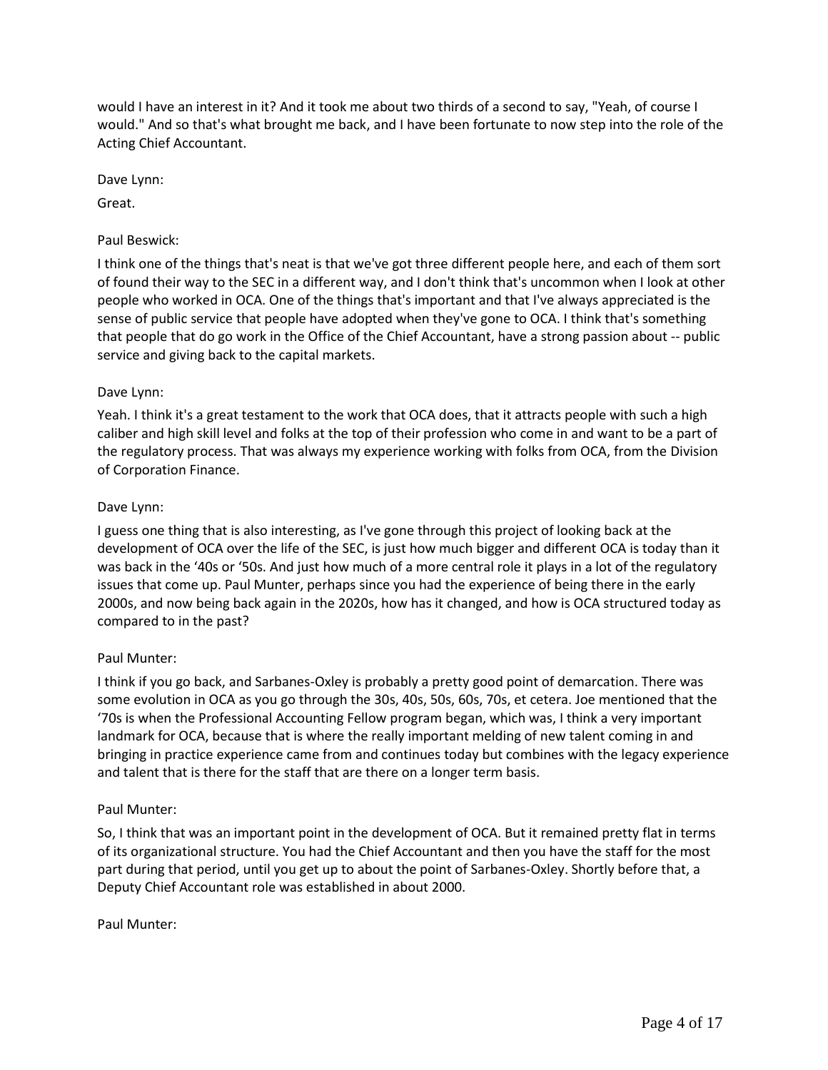would I have an interest in it? And it took me about two thirds of a second to say, "Yeah, of course I would." And so that's what brought me back, and I have been fortunate to now step into the role of the Acting Chief Accountant.

Dave Lynn:

Great.

Paul Beswick:

I think one of the things that's neat is that we've got three different people here, and each of them sort of found their way to the SEC in a different way, and I don't think that's uncommon when I look at other people who worked in OCA. One of the things that's important and that I've always appreciated is the sense of public service that people have adopted when they've gone to OCA. I think that's something that people that do go work in the Office of the Chief Accountant, have a strong passion about -- public service and giving back to the capital markets.

Dave Lynn:

Yeah. I think it's a great testament to the work that OCA does, that it attracts people with such a high caliber and high skill level and folks at the top of their profession who come in and want to be a part of the regulatory process. That was always my experience working with folks from OCA, from the Division of Corporation Finance.

Dave Lynn:

I guess one thing that is also interesting, as I've gone through this project of looking back at the development of OCA over the life of the SEC, is just how much bigger and different OCA is today than it was back in the '40s or '50s. And just how much of a more central role it plays in a lot of the regulatory issues that come up. Paul Munter, perhaps since you had the experience of being there in the early 2000s, and now being back again in the 2020s, how has it changed, and how is OCA structured today as compared to in the past?

Paul Munter:

I think if you go back, and Sarbanes-Oxley is probably a pretty good point of demarcation. There was some evolution in OCA as you go through the 30s, 40s, 50s, 60s, 70s, et cetera. Joe mentioned that the '70s is when the Professional Accounting Fellow program began, which was, I think a very important landmark for OCA, because that is where the really important melding of new talent coming in and bringing in practice experience came from and continues today but combines with the legacy experience and talent that is there for the staff that are there on a longer term basis.

Paul Munter:

So, I think that was an important point in the development of OCA. But it remained pretty flat in terms of its organizational structure. You had the Chief Accountant and then you have the staff for the most part during that period, until you get up to about the point of Sarbanes-Oxley. Shortly before that, a Deputy Chief Accountant role was established in about 2000.

Paul Munter: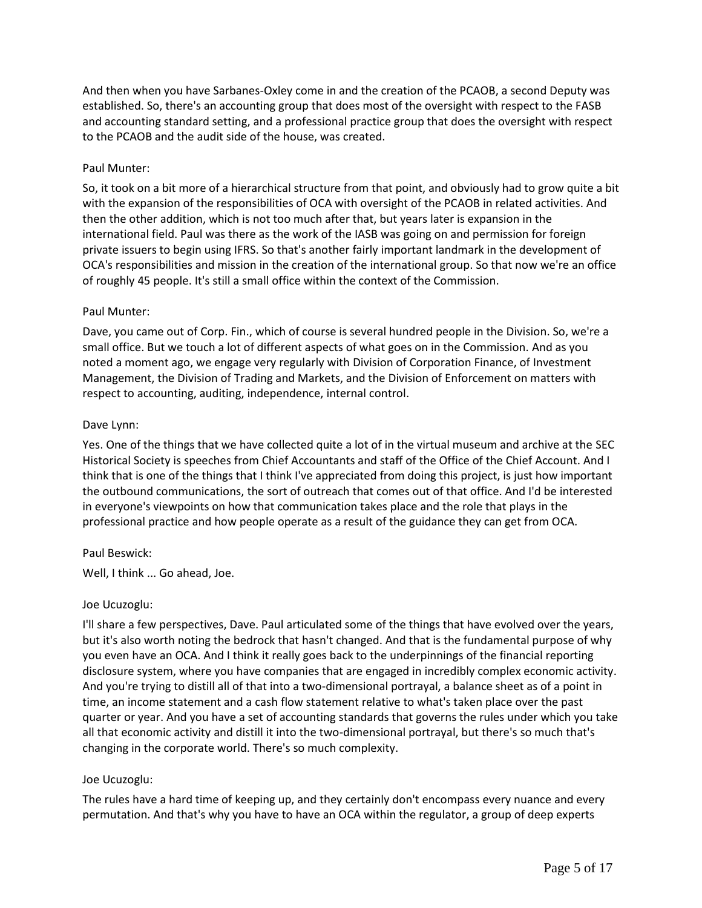And then when you have Sarbanes-Oxley come in and the creation of the PCAOB, a second Deputy was established. So, there's an accounting group that does most of the oversight with respect to the FASB and accounting standard setting, and a professional practice group that does the oversight with respect to the PCAOB and the audit side of the house, was created.

Paul Munter:

So, it took on a bit more of a hierarchical structure from that point, and obviously had to grow quite a bit with the expansion of the responsibilities of OCA with oversight of the PCAOB in related activities. And then the other addition, which is not too much after that, but years later is expansion in the international field. Paul was there as the work of the IASB was going on and permission for foreign private issuers to begin using IFRS. So that's another fairly important landmark in the development of OCA's responsibilities and mission in the creation of the international group. So that now we're an office of roughly 45 people. It's still a small office within the context of the Commission.

Paul Munter:

Dave, you came out of Corp. Fin., which of course is several hundred people in the Division. So, we're a small office. But we touch a lot of different aspects of what goes on in the Commission. And as you noted a moment ago, we engage very regularly with Division of Corporation Finance, of Investment Management, the Division of Trading and Markets, and the Division of Enforcement on matters with respect to accounting, auditing, independence, internal control.

Dave Lynn:

Yes. One of the things that we have collected quite a lot of in the virtual museum and archive at the SEC Historical Society is speeches from Chief Accountants and staff of the Office of the Chief Account. And I think that is one of the things that I think I've appreciated from doing this project, is just how important the outbound communications, the sort of outreach that comes out of that office. And I'd be interested in everyone's viewpoints on how that communication takes place and the role that plays in the professional practice and how people operate as a result of the guidance they can get from OCA.

Paul Beswick:

Well, I think ... Go ahead, Joe.

Joe Ucuzoglu:

I'll share a few perspectives, Dave. Paul articulated some of the things that have evolved over the years, but it's also worth noting the bedrock that hasn't changed. And that is the fundamental purpose of why you even have an OCA. And I think it really goes back to the underpinnings of the financial reporting disclosure system, where you have companies that are engaged in incredibly complex economic activity. And you're trying to distill all of that into a two-dimensional portrayal, a balance sheet as of a point in time, an income statement and a cash flow statement relative to what's taken place over the past quarter or year. And you have a set of accounting standards that governs the rules under which you take all that economic activity and distill it into the two-dimensional portrayal, but there's so much that's changing in the corporate world. There's so much complexity.

Joe Ucuzoglu:

The rules have a hard time of keeping up, and they certainly don't encompass every nuance and every permutation. And that's why you have to have an OCA within the regulator, a group of deep experts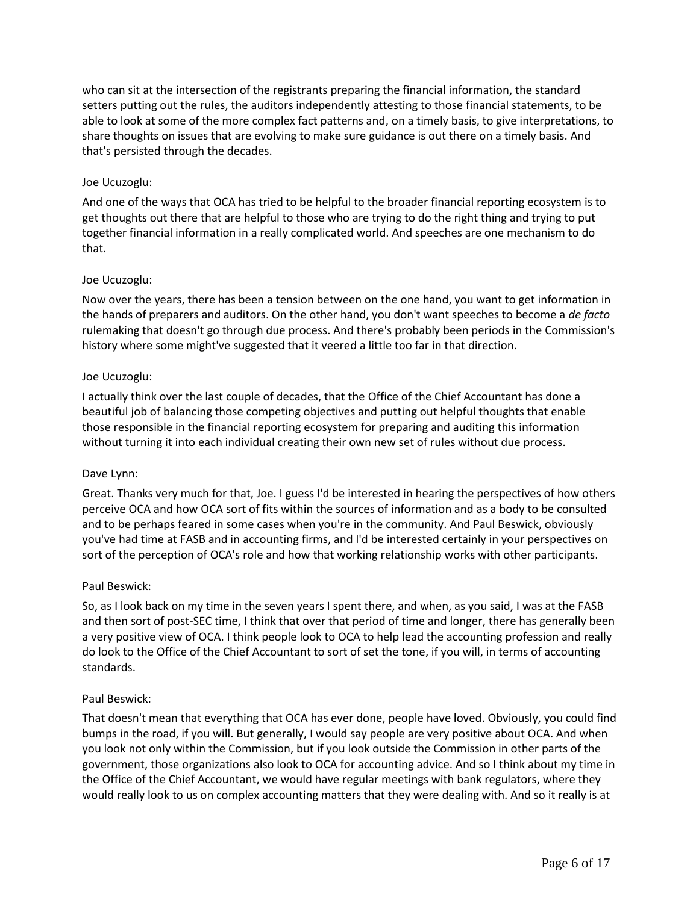who can sit at the intersection of the registrants preparing the financial information, the standard setters putting out the rules, the auditors independently attesting to those financial statements, to be able to look at some of the more complex fact patterns and, on a timely basis, to give interpretations, to share thoughts on issues that are evolving to make sure guidance is out there on a timely basis. And that's persisted through the decades.

Joe Ucuzoglu:

And one of the ways that OCA has tried to be helpful to the broader financial reporting ecosystem is to get thoughts out there that are helpful to those who are trying to do the right thing and trying to put together financial information in a really complicated world. And speeches are one mechanism to do that.

Joe Ucuzoglu:

Now over the years, there has been a tension between on the one hand, you want to get information in the hands of preparers and auditors. On the other hand, you don't want speeches to become a *de facto* rulemaking that doesn't go through due process. And there's probably been periods in the Commission's history where some might've suggested that it veered a little too far in that direction.

Joe Ucuzoglu:

I actually think over the last couple of decades, that the Office of the Chief Accountant has done a beautiful job of balancing those competing objectives and putting out helpful thoughts that enable those responsible in the financial reporting ecosystem for preparing and auditing this information without turning it into each individual creating their own new set of rules without due process.

Dave Lynn:

Great. Thanks very much for that, Joe. I guess I'd be interested in hearing the perspectives of how others perceive OCA and how OCA sort of fits within the sources of information and as a body to be consulted and to be perhaps feared in some cases when you're in the community. And Paul Beswick, obviously you've had time at FASB and in accounting firms, and I'd be interested certainly in your perspectives on sort of the perception of OCA's role and how that working relationship works with other participants.

Paul Beswick:

So, as I look back on my time in the seven years I spent there, and when, as you said, I was at the FASB and then sort of post-SEC time, I think that over that period of time and longer, there has generally been a very positive view of OCA. I think people look to OCA to help lead the accounting profession and really do look to the Office of the Chief Accountant to sort of set the tone, if you will, in terms of accounting standards.

Paul Beswick:

That doesn't mean that everything that OCA has ever done, people have loved. Obviously, you could find bumps in the road, if you will. But generally, I would say people are very positive about OCA. And when you look not only within the Commission, but if you look outside the Commission in other parts of the government, those organizations also look to OCA for accounting advice. And so I think about my time in the Office of the Chief Accountant, we would have regular meetings with bank regulators, where they would really look to us on complex accounting matters that they were dealing with. And so it really is at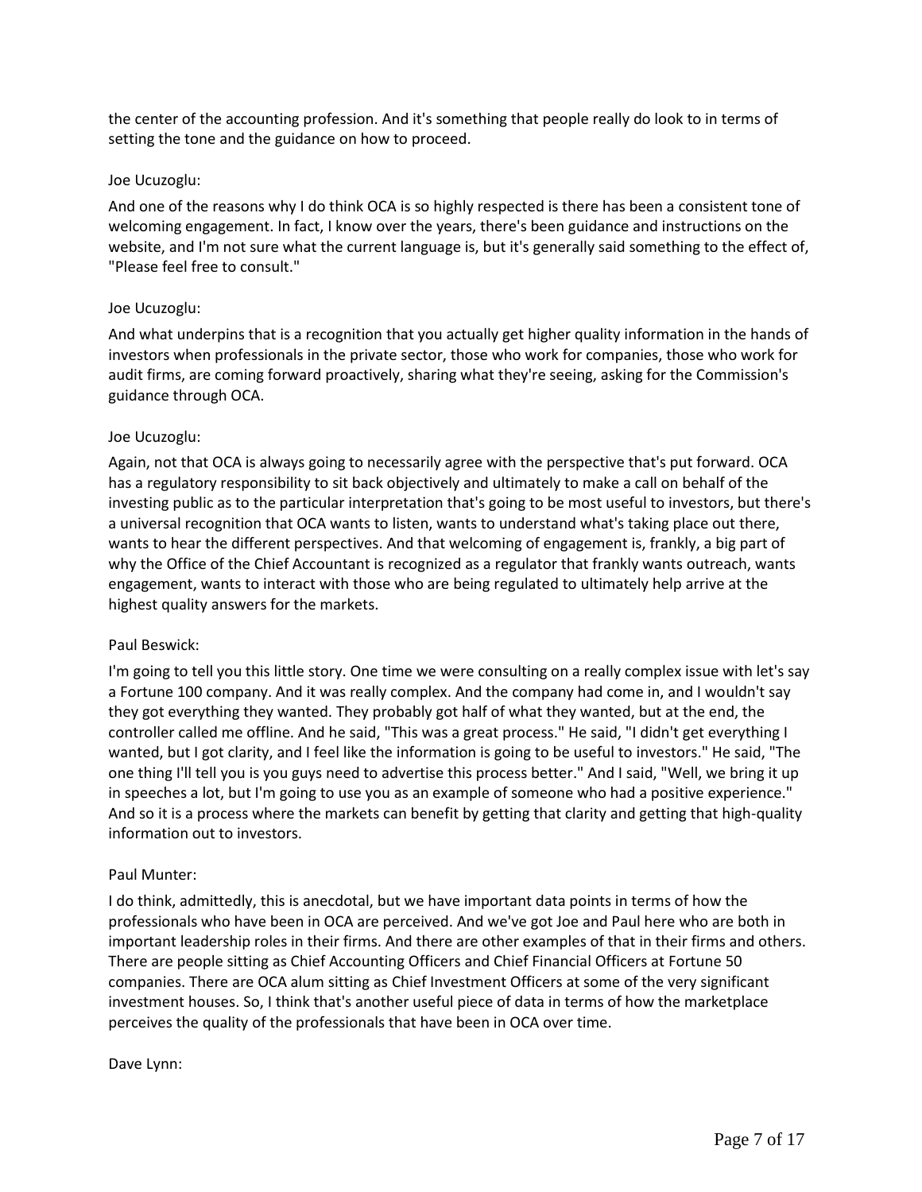the center of the accounting profession. And it's something that people really do look to in terms of setting the tone and the guidance on how to proceed.

Joe Ucuzoglu:

And one of the reasons why I do think OCA is so highly respected is there has been a consistent tone of welcoming engagement. In fact, I know over the years, there's been guidance and instructions on the website, and I'm not sure what the current language is, but it's generally said something to the effect of, "Please feel free to consult."

Joe Ucuzoglu:

And what underpins that is a recognition that you actually get higher quality information in the hands of investors when professionals in the private sector, those who work for companies, those who work for audit firms, are coming forward proactively, sharing what they're seeing, asking for the Commission's guidance through OCA.

Joe Ucuzoglu:

Again, not that OCA is always going to necessarily agree with the perspective that's put forward. OCA has a regulatory responsibility to sit back objectively and ultimately to make a call on behalf of the investing public as to the particular interpretation that's going to be most useful to investors, but there's a universal recognition that OCA wants to listen, wants to understand what's taking place out there, wants to hear the different perspectives. And that welcoming of engagement is, frankly, a big part of why the Office of the Chief Accountant is recognized as a regulator that frankly wants outreach, wants engagement, wants to interact with those who are being regulated to ultimately help arrive at the highest quality answers for the markets.

Paul Beswick:

I'm going to tell you this little story. One time we were consulting on a really complex issue with let's say a Fortune 100 company. And it was really complex. And the company had come in, and I wouldn't say they got everything they wanted. They probably got half of what they wanted, but at the end, the controller called me offline. And he said, "This was a great process." He said, "I didn't get everything I wanted, but I got clarity, and I feel like the information is going to be useful to investors." He said, "The one thing I'll tell you is you guys need to advertise this process better." And I said, "Well, we bring it up in speeches a lot, but I'm going to use you as an example of someone who had a positive experience." And so it is a process where the markets can benefit by getting that clarity and getting that high-quality information out to investors.

Paul Munter:

I do think, admittedly, this is anecdotal, but we have important data points in terms of how the professionals who have been in OCA are perceived. And we've got Joe and Paul here who are both in important leadership roles in their firms. And there are other examples of that in their firms and others. There are people sitting as Chief Accounting Officers and Chief Financial Officers at Fortune 50 companies. There are OCA alum sitting as Chief Investment Officers at some of the very significant investment houses. So, I think that's another useful piece of data in terms of how the marketplace perceives the quality of the professionals that have been in OCA over time.

Dave Lynn: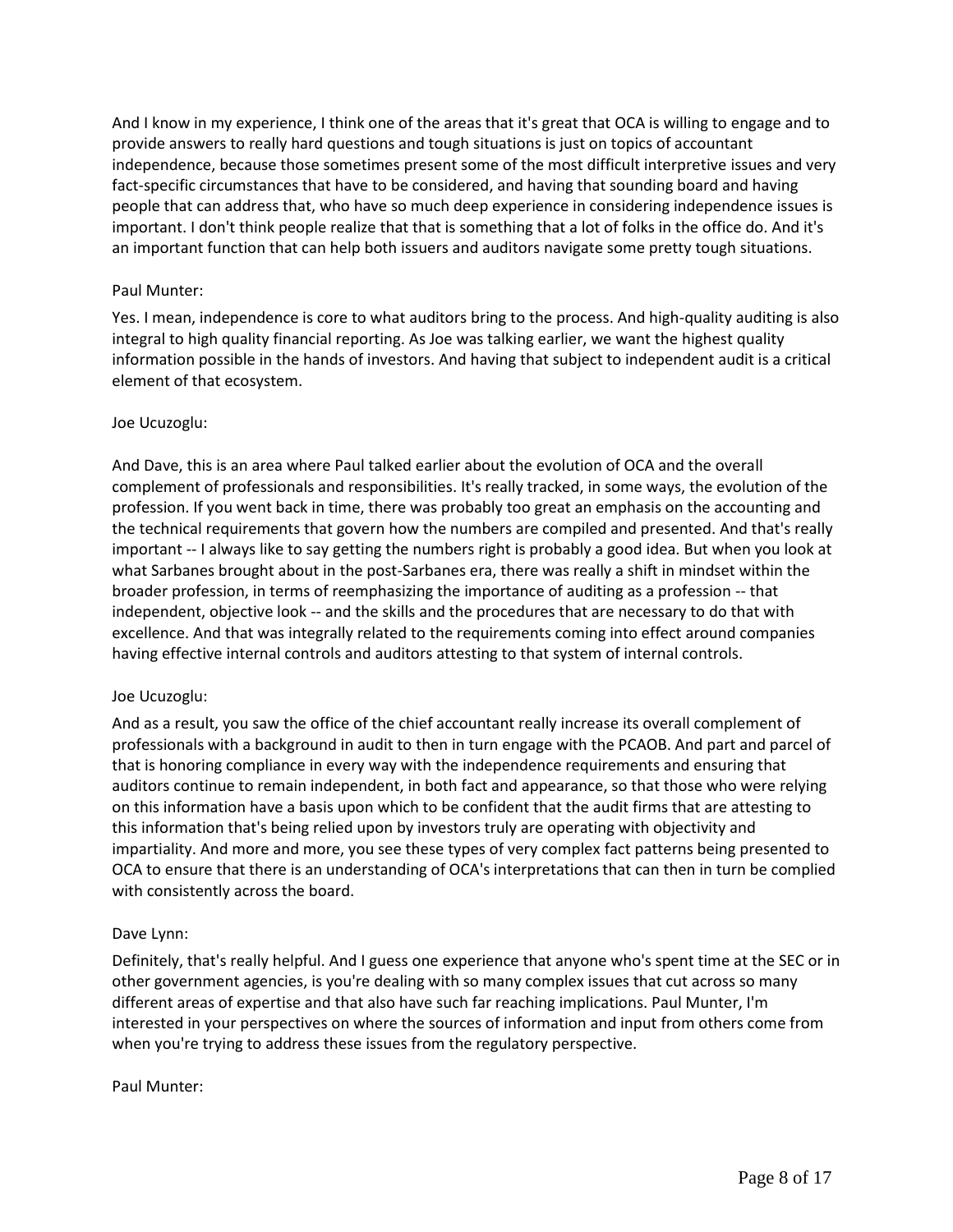And I know in my experience, I think one of the areas that it's great that OCA is willing to engage and to provide answers to really hard questions and tough situations is just on topics of accountant independence, because those sometimes present some of the most difficult interpretive issues and very fact-specific circumstances that have to be considered, and having that sounding board and having people that can address that, who have so much deep experience in considering independence issues is important. I don't think people realize that that is something that a lot of folks in the office do. And it's an important function that can help both issuers and auditors navigate some pretty tough situations.

Paul Munter:

Yes. I mean, independence is core to what auditors bring to the process. And high-quality auditing is also integral to high quality financial reporting. As Joe was talking earlier, we want the highest quality information possible in the hands of investors. And having that subject to independent audit is a critical element of that ecosystem.

Joe Ucuzoglu:

And Dave, this is an area where Paul talked earlier about the evolution of OCA and the overall complement of professionals and responsibilities. It's really tracked, in some ways, the evolution of the profession. If you went back in time, there was probably too great an emphasis on the accounting and the technical requirements that govern how the numbers are compiled and presented. And that's really important -- I always like to say getting the numbers right is probably a good idea. But when you look at what Sarbanes brought about in the post-Sarbanes era, there was really a shift in mindset within the broader profession, in terms of reemphasizing the importance of auditing as a profession -- that independent, objective look -- and the skills and the procedures that are necessary to do that with excellence. And that was integrally related to the requirements coming into effect around companies having effective internal controls and auditors attesting to that system of internal controls.

Joe Ucuzoglu:

And as a result, you saw the office of the chief accountant really increase its overall complement of professionals with a background in audit to then in turn engage with the PCAOB. And part and parcel of that is honoring compliance in every way with the independence requirements and ensuring that auditors continue to remain independent, in both fact and appearance, so that those who were relying on this information have a basis upon which to be confident that the audit firms that are attesting to this information that's being relied upon by investors truly are operating with objectivity and impartiality. And more and more, you see these types of very complex fact patterns being presented to OCA to ensure that there is an understanding of OCA's interpretations that can then in turn be complied with consistently across the board.

Dave Lynn:

Definitely, that's really helpful. And I guess one experience that anyone who's spent time at the SEC or in other government agencies, is you're dealing with so many complex issues that cut across so many different areas of expertise and that also have such far reaching implications. Paul Munter, I'm interested in your perspectives on where the sources of information and input from others come from when you're trying to address these issues from the regulatory perspective.

Paul Munter: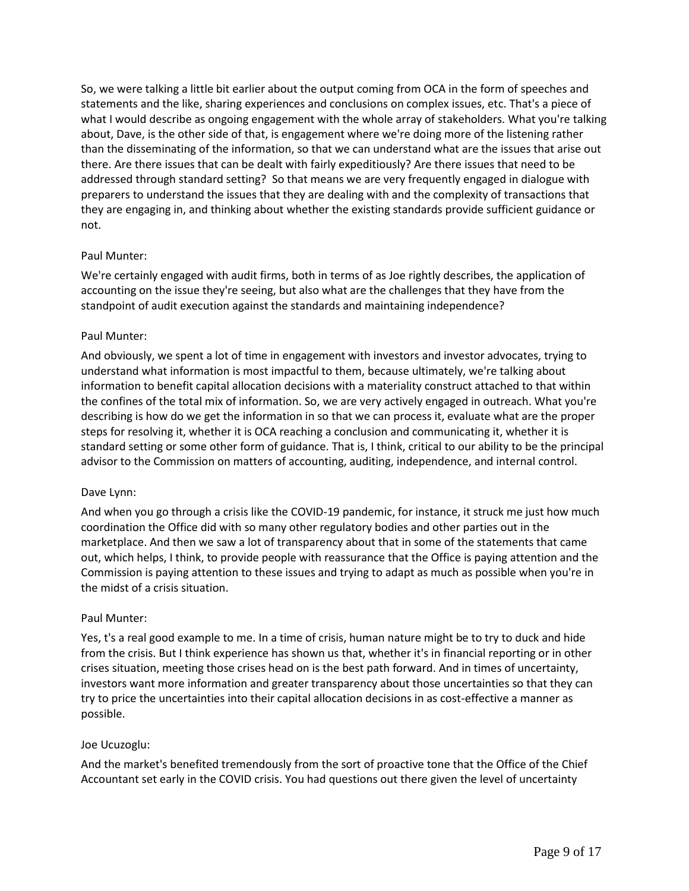So, we were talking a little bit earlier about the output coming from OCA in the form of speeches and statements and the like, sharing experiences and conclusions on complex issues, etc. That's a piece of what I would describe as ongoing engagement with the whole array of stakeholders. What you're talking about, Dave, is the other side of that, is engagement where we're doing more of the listening rather than the disseminating of the information, so that we can understand what are the issues that arise out there. Are there issues that can be dealt with fairly expeditiously? Are there issues that need to be addressed through standard setting? So that means we are very frequently engaged in dialogue with preparers to understand the issues that they are dealing with and the complexity of transactions that they are engaging in, and thinking about whether the existing standards provide sufficient guidance or not.

Paul Munter:

We're certainly engaged with audit firms, both in terms of as Joe rightly describes, the application of accounting on the issue they're seeing, but also what are the challenges that they have from the standpoint of audit execution against the standards and maintaining independence?

Paul Munter:

And obviously, we spent a lot of time in engagement with investors and investor advocates, trying to understand what information is most impactful to them, because ultimately, we're talking about information to benefit capital allocation decisions with a materiality construct attached to that within the confines of the total mix of information. So, we are very actively engaged in outreach. What you're describing is how do we get the information in so that we can process it, evaluate what are the proper steps for resolving it, whether it is OCA reaching a conclusion and communicating it, whether it is standard setting or some other form of guidance. That is, I think, critical to our ability to be the principal advisor to the Commission on matters of accounting, auditing, independence, and internal control.

Dave Lynn:

And when you go through a crisis like the COVID-19 pandemic, for instance, it struck me just how much coordination the Office did with so many other regulatory bodies and other parties out in the marketplace. And then we saw a lot of transparency about that in some of the statements that came out, which helps, I think, to provide people with reassurance that the Office is paying attention and the Commission is paying attention to these issues and trying to adapt as much as possible when you're in the midst of a crisis situation.

Paul Munter:

Yes, t's a real good example to me. In a time of crisis, human nature might be to try to duck and hide from the crisis. But I think experience has shown us that, whether it's in financial reporting or in other crises situation, meeting those crises head on is the best path forward. And in times of uncertainty, investors want more information and greater transparency about those uncertainties so that they can try to price the uncertainties into their capital allocation decisions in as cost-effective a manner as possible.

Joe Ucuzoglu:

And the market's benefited tremendously from the sort of proactive tone that the Office of the Chief Accountant set early in the COVID crisis. You had questions out there given the level of uncertainty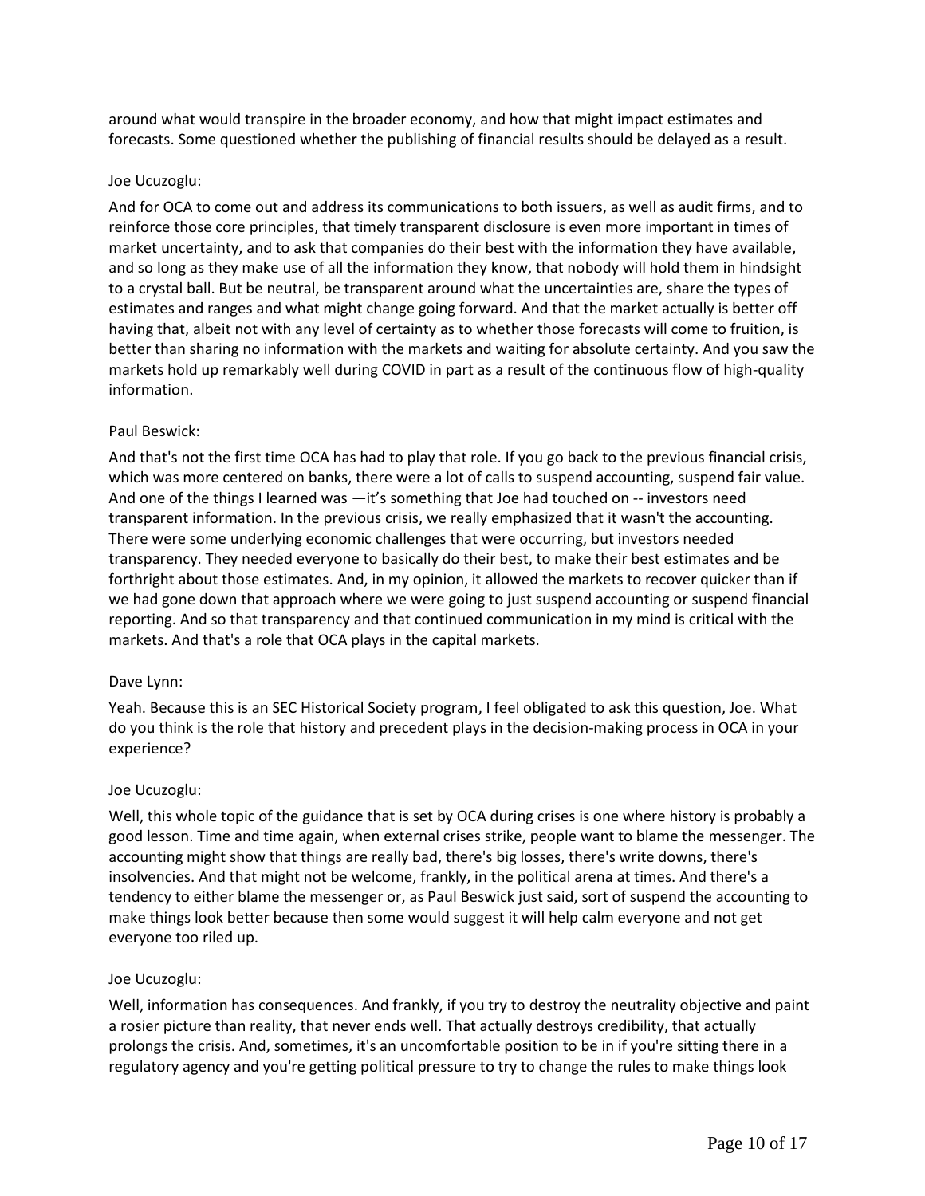around what would transpire in the broader economy, and how that might impact estimates and forecasts. Some questioned whether the publishing of financial results should be delayed as a result.

Joe Ucuzoglu:

And for OCA to come out and address its communications to both issuers, as well as audit firms, and to reinforce those core principles, that timely transparent disclosure is even more important in times of market uncertainty, and to ask that companies do their best with the information they have available, and so long as they make use of all the information they know, that nobody will hold them in hindsight to a crystal ball. But be neutral, be transparent around what the uncertainties are, share the types of estimates and ranges and what might change going forward. And that the market actually is better off having that, albeit not with any level of certainty as to whether those forecasts will come to fruition, is better than sharing no information with the markets and waiting for absolute certainty. And you saw the markets hold up remarkably well during COVID in part as a result of the continuous flow of high-quality information.

Paul Beswick:

And that's not the first time OCA has had to play that role. If you go back to the previous financial crisis, which was more centered on banks, there were a lot of calls to suspend accounting, suspend fair value. And one of the things I learned was —it's something that Joe had touched on -- investors need transparent information. In the previous crisis, we really emphasized that it wasn't the accounting. There were some underlying economic challenges that were occurring, but investors needed transparency. They needed everyone to basically do their best, to make their best estimates and be forthright about those estimates. And, in my opinion, it allowed the markets to recover quicker than if we had gone down that approach where we were going to just suspend accounting or suspend financial reporting. And so that transparency and that continued communication in my mind is critical with the markets. And that's a role that OCA plays in the capital markets.

Dave Lynn:

Yeah. Because this is an SEC Historical Society program, I feel obligated to ask this question, Joe. What do you think is the role that history and precedent plays in the decision-making process in OCA in your experience?

Joe Ucuzoglu:

Well, this whole topic of the guidance that is set by OCA during crises is one where history is probably a good lesson. Time and time again, when external crises strike, people want to blame the messenger. The accounting might show that things are really bad, there's big losses, there's write downs, there's insolvencies. And that might not be welcome, frankly, in the political arena at times. And there's a tendency to either blame the messenger or, as Paul Beswick just said, sort of suspend the accounting to make things look better because then some would suggest it will help calm everyone and not get everyone too riled up.

Joe Ucuzoglu:

Well, information has consequences. And frankly, if you try to destroy the neutrality objective and paint a rosier picture than reality, that never ends well. That actually destroys credibility, that actually prolongs the crisis. And, sometimes, it's an uncomfortable position to be in if you're sitting there in a regulatory agency and you're getting political pressure to try to change the rules to make things look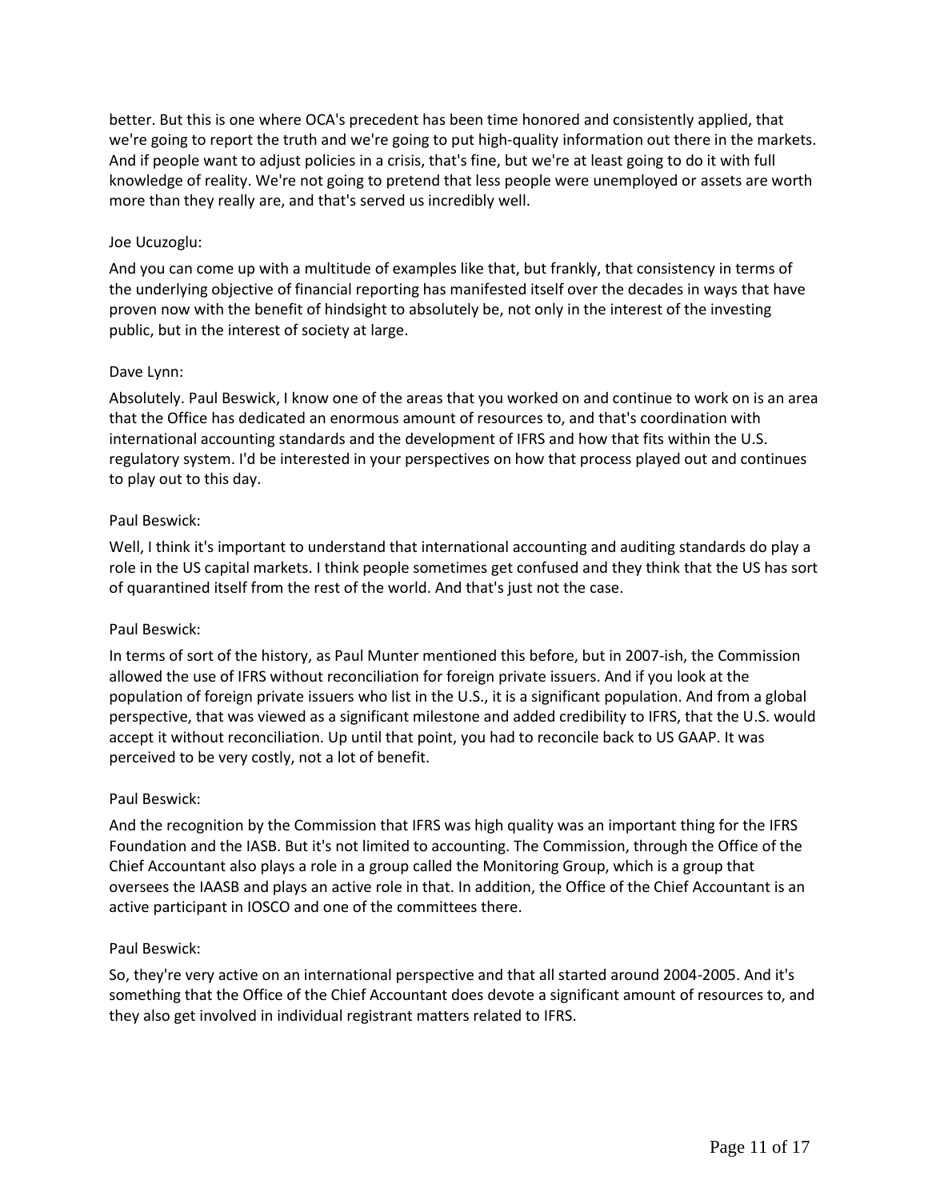better. But this is one where OCA's precedent has been time honored and consistently applied, that we're going to report the truth and we're going to put high-quality information out there in the markets. And if people want to adjust policies in a crisis, that's fine, but we're at least going to do it with full knowledge of reality. We're not going to pretend that less people were unemployed or assets are worth more than they really are, and that's served us incredibly well.

Joe Ucuzoglu:

And you can come up with a multitude of examples like that, but frankly, that consistency in terms of the underlying objective of financial reporting has manifested itself over the decades in ways that have proven now with the benefit of hindsight to absolutely be, not only in the interest of the investing public, but in the interest of society at large.

Dave Lynn:

Absolutely. Paul Beswick, I know one of the areas that you worked on and continue to work on is an area that the Office has dedicated an enormous amount of resources to, and that's coordination with international accounting standards and the development of IFRS and how that fits within the U.S. regulatory system. I'd be interested in your perspectives on how that process played out and continues to play out to this day.

Paul Beswick:

Well, I think it's important to understand that international accounting and auditing standards do play a role in the US capital markets. I think people sometimes get confused and they think that the US has sort of quarantined itself from the rest of the world. And that's just not the case.

Paul Beswick:

In terms of sort of the history, as Paul Munter mentioned this before, but in 2007-ish, the Commission allowed the use of IFRS without reconciliation for foreign private issuers. And if you look at the population of foreign private issuers who list in the U.S., it is a significant population. And from a global perspective, that was viewed as a significant milestone and added credibility to IFRS, that the U.S. would accept it without reconciliation. Up until that point, you had to reconcile back to US GAAP. It was perceived to be very costly, not a lot of benefit.

Paul Beswick:

And the recognition by the Commission that IFRS was high quality was an important thing for the IFRS Foundation and the IASB. But it's not limited to accounting. The Commission, through the Office of the Chief Accountant also plays a role in a group called the Monitoring Group, which is a group that oversees the IAASB and plays an active role in that. In addition, the Office of the Chief Accountant is an active participant in IOSCO and one of the committees there.

Paul Beswick:

So, they're very active on an international perspective and that all started around 2004-2005. And it's something that the Office of the Chief Accountant does devote a significant amount of resources to, and they also get involved in individual registrant matters related to IFRS.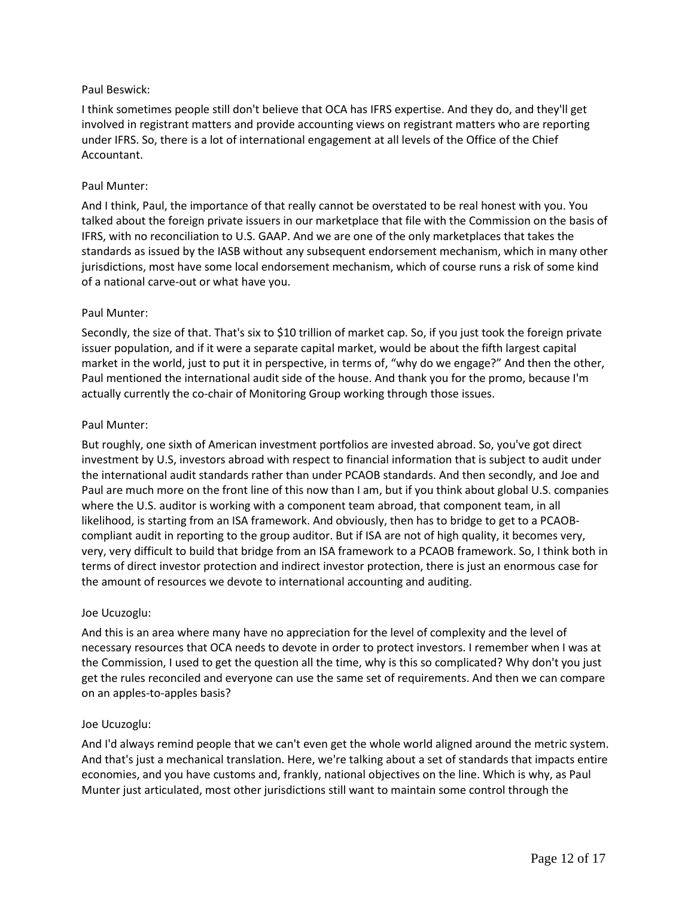Paul Beswick:

I think sometimes people still don't believe that OCA has IFRS expertise. And they do, and they'll get involved in registrant matters and provide accounting views on registrant matters who are reporting under IFRS. So, there is a lot of international engagement at all levels of the Office of the Chief Accountant.

Paul Munter:

And I think, Paul, the importance of that really cannot be overstated to be real honest with you. You talked about the foreign private issuers in our marketplace that file with the Commission on the basis of IFRS, with no reconciliation to U.S. GAAP. And we are one of the only marketplaces that takes the standards as issued by the IASB without any subsequent endorsement mechanism, which in many other jurisdictions, most have some local endorsement mechanism, which of course runs a risk of some kind of a national carve-out or what have you.

Paul Munter:

Secondly, the size of that. That's six to $10 trillion of market cap. So, if you just took the foreign private issuer population, and if it were a separate capital market, would be about the fifth largest capital market in the world, just to put it in perspective, in terms of, "why do we engage?" And then the other, Paul mentioned the international audit side of the house. And thank you for the promo, because I'm actually currently the co-chair of Monitoring Group working through those issues.

Paul Munter:

But roughly, one sixth of American investment portfolios are invested abroad. So, you've got direct investment by U.S, investors abroad with respect to financial information that is subject to audit under the international audit standards rather than under PCAOB standards. And then secondly, and Joe and Paul are much more on the front line of this now than I am, but if you think about global U.S. companies where the U.S. auditor is working with a component team abroad, that component team, in all likelihood, is starting from an ISA framework. And obviously, then has to bridge to get to a PCAOB-compliant audit in reporting to the group auditor. But if ISA are not of high quality, it becomes very, very, very difficult to build that bridge from an ISA framework to a PCAOB framework. So, I think both in terms of direct investor protection and indirect investor protection, there is just an enormous case for the amount of resources we devote to international accounting and auditing.

Joe Ucuzoglu:

And this is an area where many have no appreciation for the level of complexity and the level of necessary resources that OCA needs to devote in order to protect investors. I remember when I was at the Commission, I used to get the question all the time, why is this so complicated? Why don't you just get the rules reconciled and everyone can use the same set of requirements. And then we can compare on an apples-to-apples basis?

Joe Ucuzoglu:

And I'd always remind people that we can't even get the whole world aligned around the metric system. And that's just a mechanical translation. Here, we're talking about a set of standards that impacts entire economies, and you have customs and, frankly, national objectives on the line. Which is why, as Paul Munter just articulated, most other jurisdictions still want to maintain some control through the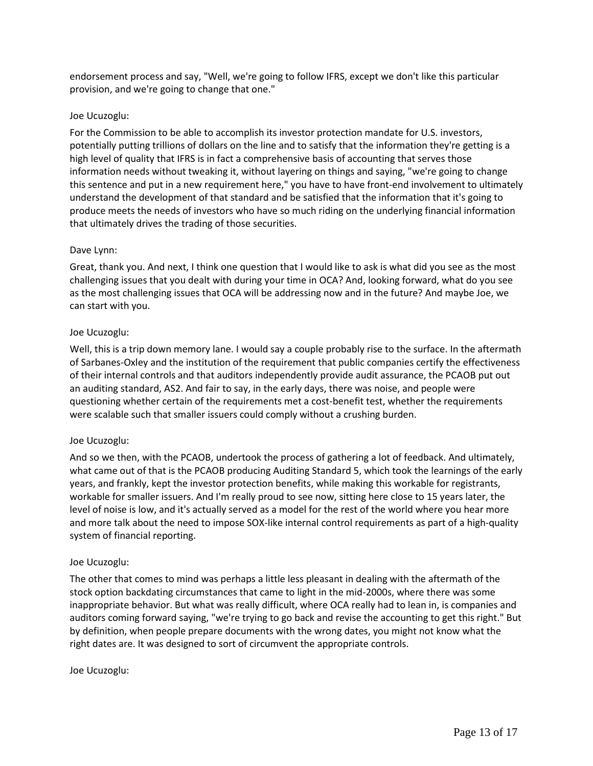endorsement process and say, "Well, we're going to follow IFRS, except we don't like this particular provision, and we're going to change that one."

Joe Ucuzoglu:

For the Commission to be able to accomplish its investor protection mandate for U.S. investors, potentially putting trillions of dollars on the line and to satisfy that the information they're getting is a high level of quality that IFRS is in fact a comprehensive basis of accounting that serves those information needs without tweaking it, without layering on things and saying, "we're going to change this sentence and put in a new requirement here," you have to have front-end involvement to ultimately understand the development of that standard and be satisfied that the information that it's going to produce meets the needs of investors who have so much riding on the underlying financial information that ultimately drives the trading of those securities.

Dave Lynn:

Great, thank you. And next, I think one question that I would like to ask is what did you see as the most challenging issues that you dealt with during your time in OCA? And, looking forward, what do you see as the most challenging issues that OCA will be addressing now and in the future? And maybe Joe, we can start with you.

Joe Ucuzoglu:

Well, this is a trip down memory lane. I would say a couple probably rise to the surface. In the aftermath of Sarbanes-Oxley and the institution of the requirement that public companies certify the effectiveness of their internal controls and that auditors independently provide audit assurance, the PCAOB put out an auditing standard, AS2. And fair to say, in the early days, there was noise, and people were questioning whether certain of the requirements met a cost-benefit test, whether the requirements were scalable such that smaller issuers could comply without a crushing burden.

Joe Ucuzoglu:

And so we then, with the PCAOB, undertook the process of gathering a lot of feedback. And ultimately, what came out of that is the PCAOB producing Auditing Standard 5, which took the learnings of the early years, and frankly, kept the investor protection benefits, while making this workable for registrants, workable for smaller issuers. And I'm really proud to see now, sitting here close to 15 years later, the level of noise is low, and it's actually served as a model for the rest of the world where you hear more and more talk about the need to impose SOX-like internal control requirements as part of a high-quality system of financial reporting.

Joe Ucuzoglu:

The other that comes to mind was perhaps a little less pleasant in dealing with the aftermath of the stock option backdating circumstances that came to light in the mid-2000s, where there was some inappropriate behavior. But what was really difficult, where OCA really had to lean in, is companies and auditors coming forward saying, "we're trying to go back and revise the accounting to get this right." But by definition, when people prepare documents with the wrong dates, you might not know what the right dates are. It was designed to sort of circumvent the appropriate controls.

Joe Ucuzoglu: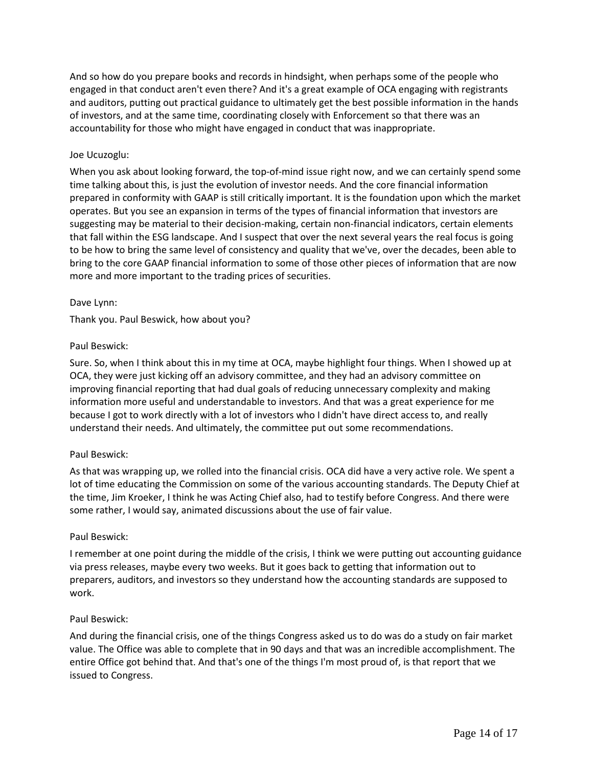And so how do you prepare books and records in hindsight, when perhaps some of the people who engaged in that conduct aren't even there? And it's a great example of OCA engaging with registrants and auditors, putting out practical guidance to ultimately get the best possible information in the hands of investors, and at the same time, coordinating closely with Enforcement so that there was an accountability for those who might have engaged in conduct that was inappropriate.

Joe Ucuzoglu:

When you ask about looking forward, the top-of-mind issue right now, and we can certainly spend some time talking about this, is just the evolution of investor needs. And the core financial information prepared in conformity with GAAP is still critically important. It is the foundation upon which the market operates. But you see an expansion in terms of the types of financial information that investors are suggesting may be material to their decision-making, certain non-financial indicators, certain elements that fall within the ESG landscape. And I suspect that over the next several years the real focus is going to be how to bring the same level of consistency and quality that we've, over the decades, been able to bring to the core GAAP financial information to some of those other pieces of information that are now more and more important to the trading prices of securities.

Dave Lynn:

Thank you. Paul Beswick, how about you?

Paul Beswick:

Sure. So, when I think about this in my time at OCA, maybe highlight four things. When I showed up at OCA, they were just kicking off an advisory committee, and they had an advisory committee on improving financial reporting that had dual goals of reducing unnecessary complexity and making information more useful and understandable to investors. And that was a great experience for me because I got to work directly with a lot of investors who I didn't have direct access to, and really understand their needs. And ultimately, the committee put out some recommendations.

Paul Beswick:

As that was wrapping up, we rolled into the financial crisis. OCA did have a very active role. We spent a lot of time educating the Commission on some of the various accounting standards. The Deputy Chief at the time, Jim Kroeker, I think he was Acting Chief also, had to testify before Congress. And there were some rather, I would say, animated discussions about the use of fair value.

Paul Beswick:

I remember at one point during the middle of the crisis, I think we were putting out accounting guidance via press releases, maybe every two weeks. But it goes back to getting that information out to preparers, auditors, and investors so they understand how the accounting standards are supposed to work.

Paul Beswick:

And during the financial crisis, one of the things Congress asked us to do was do a study on fair market value. The Office was able to complete that in 90 days and that was an incredible accomplishment. The entire Office got behind that. And that's one of the things I'm most proud of, is that report that we issued to Congress.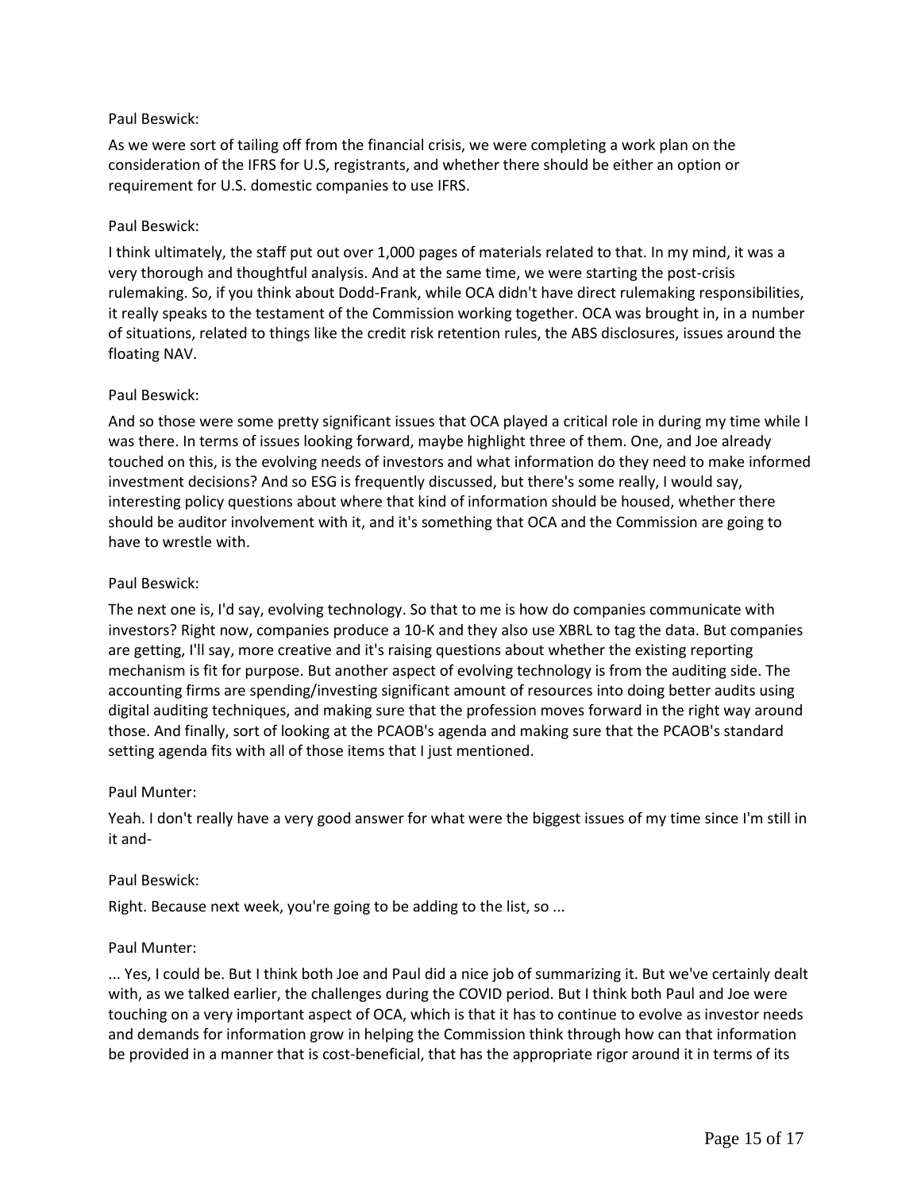Paul Beswick:

As we were sort of tailing off from the financial crisis, we were completing a work plan on the consideration of the IFRS for U.S, registrants, and whether there should be either an option or requirement for U.S. domestic companies to use IFRS.

Paul Beswick:

I think ultimately, the staff put out over 1,000 pages of materials related to that. In my mind, it was a very thorough and thoughtful analysis. And at the same time, we were starting the post-crisis rulemaking. So, if you think about Dodd-Frank, while OCA didn't have direct rulemaking responsibilities, it really speaks to the testament of the Commission working together. OCA was brought in, in a number of situations, related to things like the credit risk retention rules, the ABS disclosures, issues around the floating NAV.

Paul Beswick:

And so those were some pretty significant issues that OCA played a critical role in during my time while I was there. In terms of issues looking forward, maybe highlight three of them. One, and Joe already touched on this, is the evolving needs of investors and what information do they need to make informed investment decisions? And so ESG is frequently discussed, but there's some really, I would say, interesting policy questions about where that kind of information should be housed, whether there should be auditor involvement with it, and it's something that OCA and the Commission are going to have to wrestle with.

Paul Beswick:

The next one is, I'd say, evolving technology. So that to me is how do companies communicate with investors? Right now, companies produce a 10-K and they also use XBRL to tag the data. But companies are getting, I'll say, more creative and it's raising questions about whether the existing reporting mechanism is fit for purpose. But another aspect of evolving technology is from the auditing side. The accounting firms are spending/investing significant amount of resources into doing better audits using digital auditing techniques, and making sure that the profession moves forward in the right way around those. And finally, sort of looking at the PCAOB's agenda and making sure that the PCAOB's standard setting agenda fits with all of those items that I just mentioned.

Paul Munter:

Yeah. I don't really have a very good answer for what were the biggest issues of my time since I'm still in it and-

Paul Beswick:

Right. Because next week, you're going to be adding to the list, so ...

Paul Munter:

... Yes, I could be. But I think both Joe and Paul did a nice job of summarizing it. But we've certainly dealt with, as we talked earlier, the challenges during the COVID period. But I think both Paul and Joe were touching on a very important aspect of OCA, which is that it has to continue to evolve as investor needs and demands for information grow in helping the Commission think through how can that information be provided in a manner that is cost-beneficial, that has the appropriate rigor around it in terms of its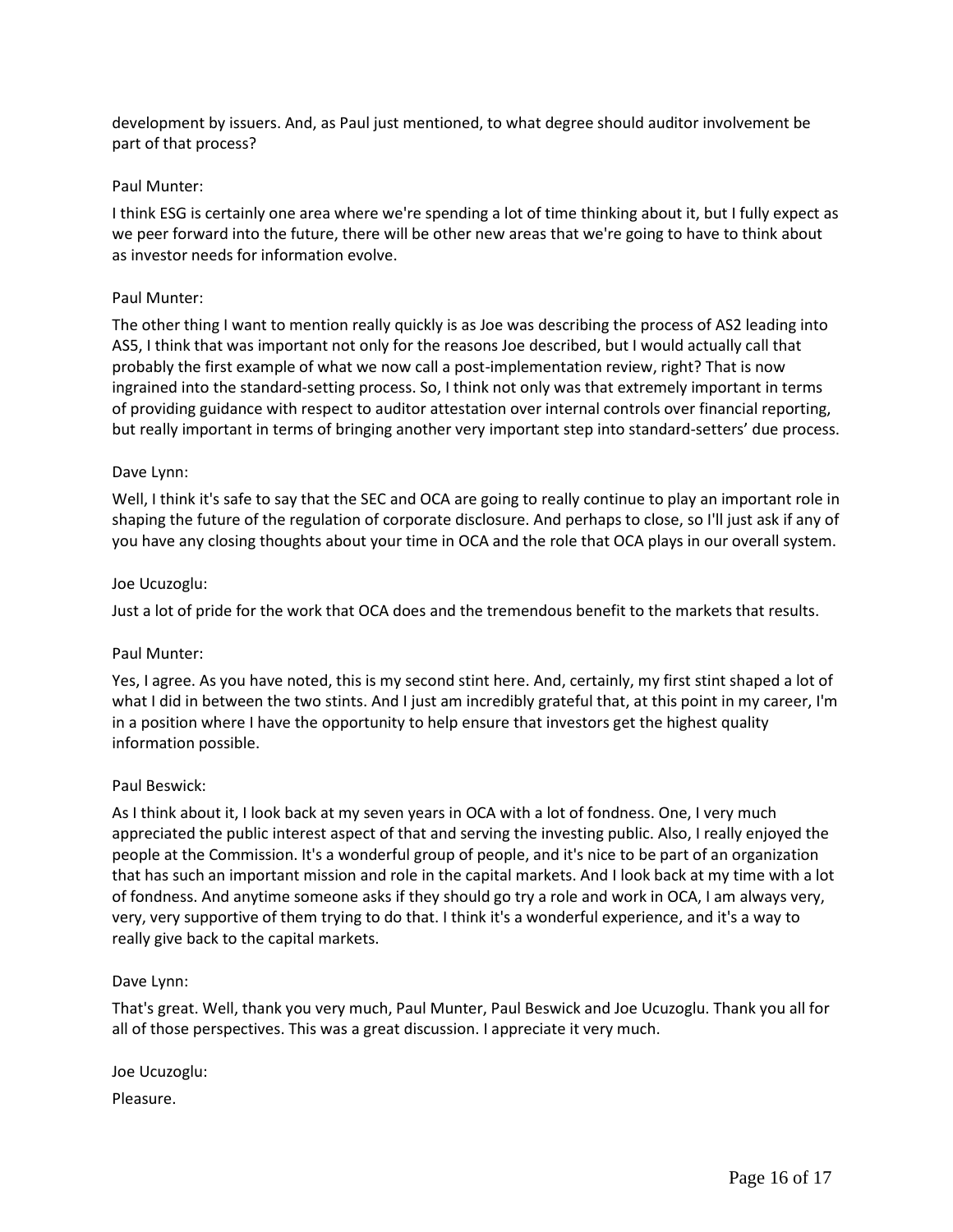development by issuers. And, as Paul just mentioned, to what degree should auditor involvement be part of that process?

Paul Munter:

I think ESG is certainly one area where we're spending a lot of time thinking about it, but I fully expect as we peer forward into the future, there will be other new areas that we're going to have to think about as investor needs for information evolve.

Paul Munter:

The other thing I want to mention really quickly is as Joe was describing the process of AS2 leading into AS5, I think that was important not only for the reasons Joe described, but I would actually call that probably the first example of what we now call a post-implementation review, right? That is now ingrained into the standard-setting process. So, I think not only was that extremely important in terms of providing guidance with respect to auditor attestation over internal controls over financial reporting, but really important in terms of bringing another very important step into standard-setters' due process.

Dave Lynn:

Well, I think it's safe to say that the SEC and OCA are going to really continue to play an important role in shaping the future of the regulation of corporate disclosure. And perhaps to close, so I'll just ask if any of you have any closing thoughts about your time in OCA and the role that OCA plays in our overall system.

Joe Ucuzoglu:

Just a lot of pride for the work that OCA does and the tremendous benefit to the markets that results.

Paul Munter:

Yes, I agree. As you have noted, this is my second stint here. And, certainly, my first stint shaped a lot of what I did in between the two stints. And I just am incredibly grateful that, at this point in my career, I'm in a position where I have the opportunity to help ensure that investors get the highest quality information possible.

Paul Beswick:

As I think about it, I look back at my seven years in OCA with a lot of fondness. One, I very much appreciated the public interest aspect of that and serving the investing public. Also, I really enjoyed the people at the Commission. It's a wonderful group of people, and it's nice to be part of an organization that has such an important mission and role in the capital markets. And I look back at my time with a lot of fondness. And anytime someone asks if they should go try a role and work in OCA, I am always very, very, very supportive of them trying to do that. I think it's a wonderful experience, and it's a way to really give back to the capital markets.

Dave Lynn:

That's great. Well, thank you very much, Paul Munter, Paul Beswick and Joe Ucuzoglu. Thank you all for all of those perspectives. This was a great discussion. I appreciate it very much.

Joe Ucuzoglu:

Pleasure.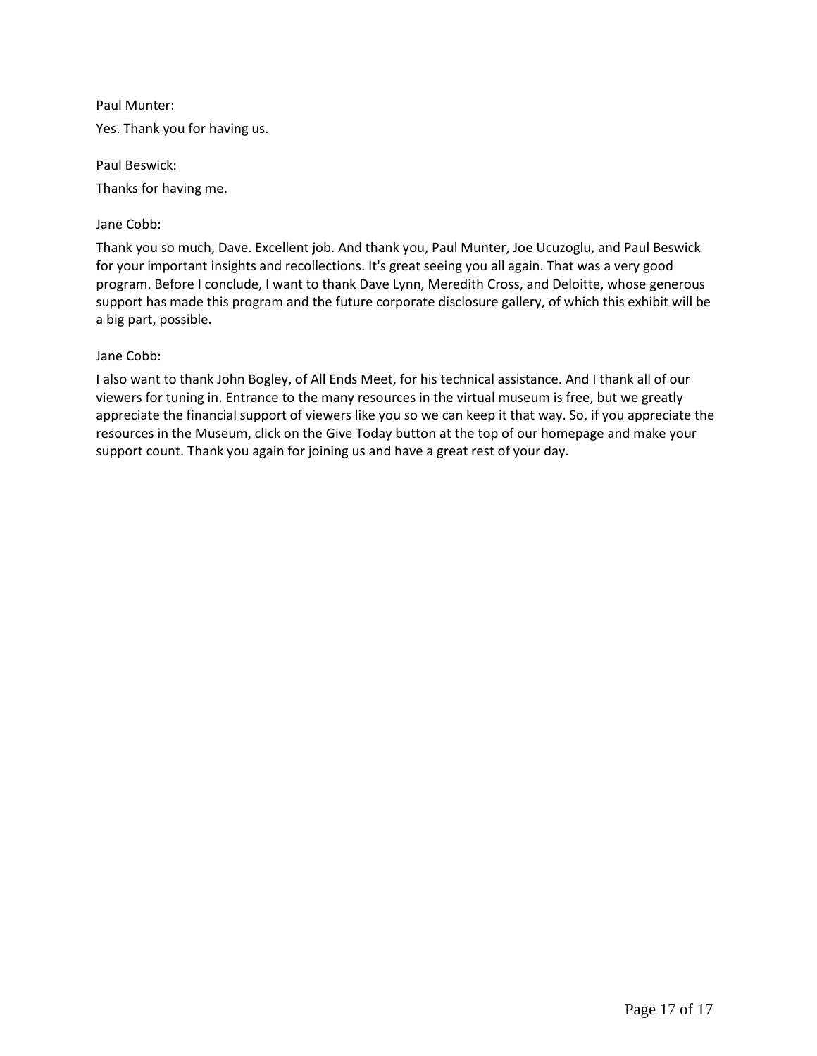Paul Munter:

Yes. Thank you for having us.

Paul Beswick:

Thanks for having me.

Jane Cobb:

Thank you so much, Dave. Excellent job. And thank you, Paul Munter, Joe Ucuzoglu, and Paul Beswick for your important insights and recollections. It's great seeing you all again. That was a very good program. Before I conclude, I want to thank Dave Lynn, Meredith Cross, and Deloitte, whose generous support has made this program and the future corporate disclosure gallery, of which this exhibit will be a big part, possible.

Jane Cobb:

I also want to thank John Bogley, of All Ends Meet, for his technical assistance. And I thank all of our viewers for tuning in. Entrance to the many resources in the virtual museum is free, but we greatly appreciate the financial support of viewers like you so we can keep it that way. So, if you appreciate the resources in the Museum, click on the Give Today button at the top of our homepage and make your support count. Thank you again for joining us and have a great rest of your day.